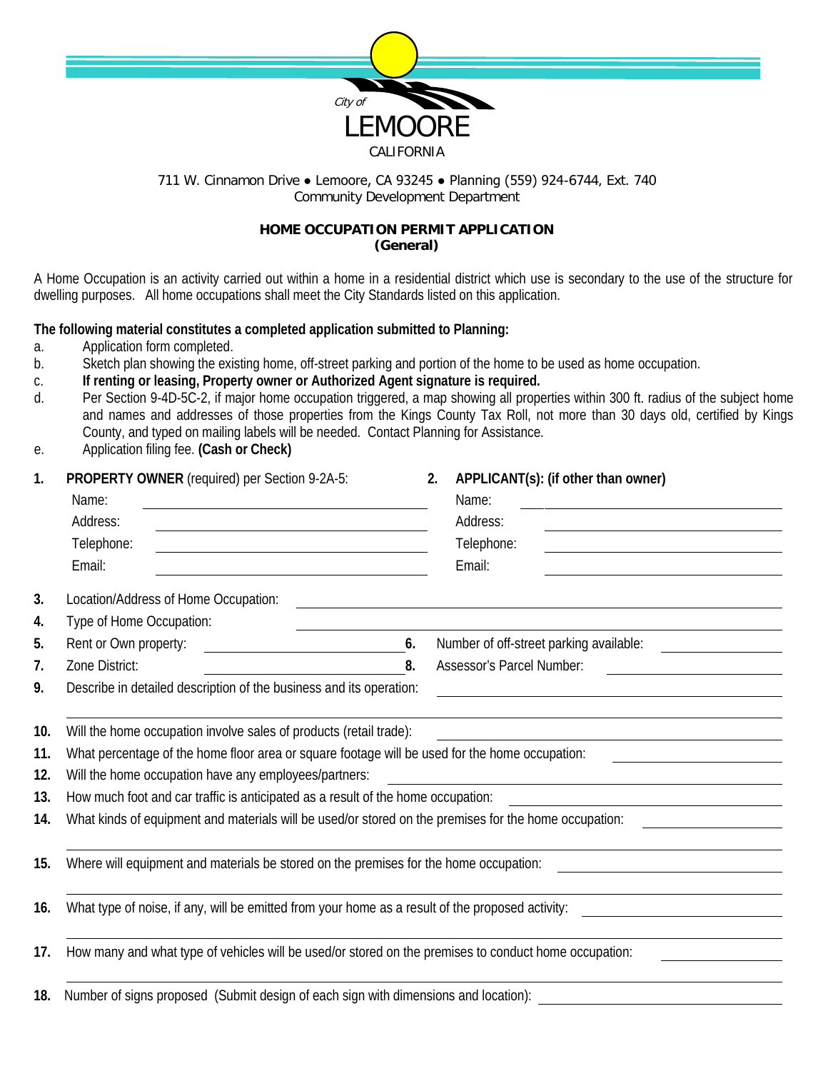City of
LEMOORE
CALIFORNIA

711 W. Cinnamon Drive ● Lemoore, CA 93245 ● Planning (559) 924-6744, Ext. 740
Community Development Department

## HOME OCCUPATION PERMIT APPLICATION
### (General)

A Home Occupation is an activity carried out within a home in a residential district which use is secondary to the use of the structure for dwelling purposes. All home occupations shall meet the City Standards listed on this application.

**The following material constitutes a completed application submitted to Planning:**

a. Application form completed.
b. Sketch plan showing the existing home, off-street parking and portion of the home to be used as home occupation.
c. **If renting or leasing, Property owner or Authorized Agent signature is required.**
d. Per Section 9-4D-5C-2, if major home occupation triggered, a map showing all properties within 300 ft. radius of the subject home and names and addresses of those properties from the Kings County Tax Roll, not more than 30 days old, certified by Kings County, and typed on mailing labels will be needed. Contact Planning for Assistance.
e. Application filing fee. **(Cash or Check)**

**1. PROPERTY OWNER** (required) per Section 9-2A-5:

Name: ______________________
Address: ______________________
Telephone: ______________________
Email: ______________________

**2. APPLICANT(s): (if other than owner)**

Name: ______________________
Address: ______________________
Telephone: ______________________
Email: ______________________

**3.** Location/Address of Home Occupation: ______________________

**4.** Type of Home Occupation: ______________________

**5.** Rent or Own property: ______________________

**6.** Number of off-street parking available: ______________________

**7.** Zone District: ______________________

**8.** Assessor's Parcel Number: ______________________

**9.** Describe in detailed description of the business and its operation: ______________________

**10.** Will the home occupation involve sales of products (retail trade): ______________________

**11.** What percentage of the home floor area or square footage will be used for the home occupation: ______________________

**12.** Will the home occupation have any employees/partners: ______________________

**13.** How much foot and car traffic is anticipated as a result of the home occupation: ______________________

**14.** What kinds of equipment and materials will be used/or stored on the premises for the home occupation: ______________________

**15.** Where will equipment and materials be stored on the premises for the home occupation: ______________________

**16.** What type of noise, if any, will be emitted from your home as a result of the proposed activity: ______________________

**17.** How many and what type of vehicles will be used/or stored on the premises to conduct home occupation: ______________________

**18.** Number of signs proposed (Submit design of each sign with dimensions and location): ______________________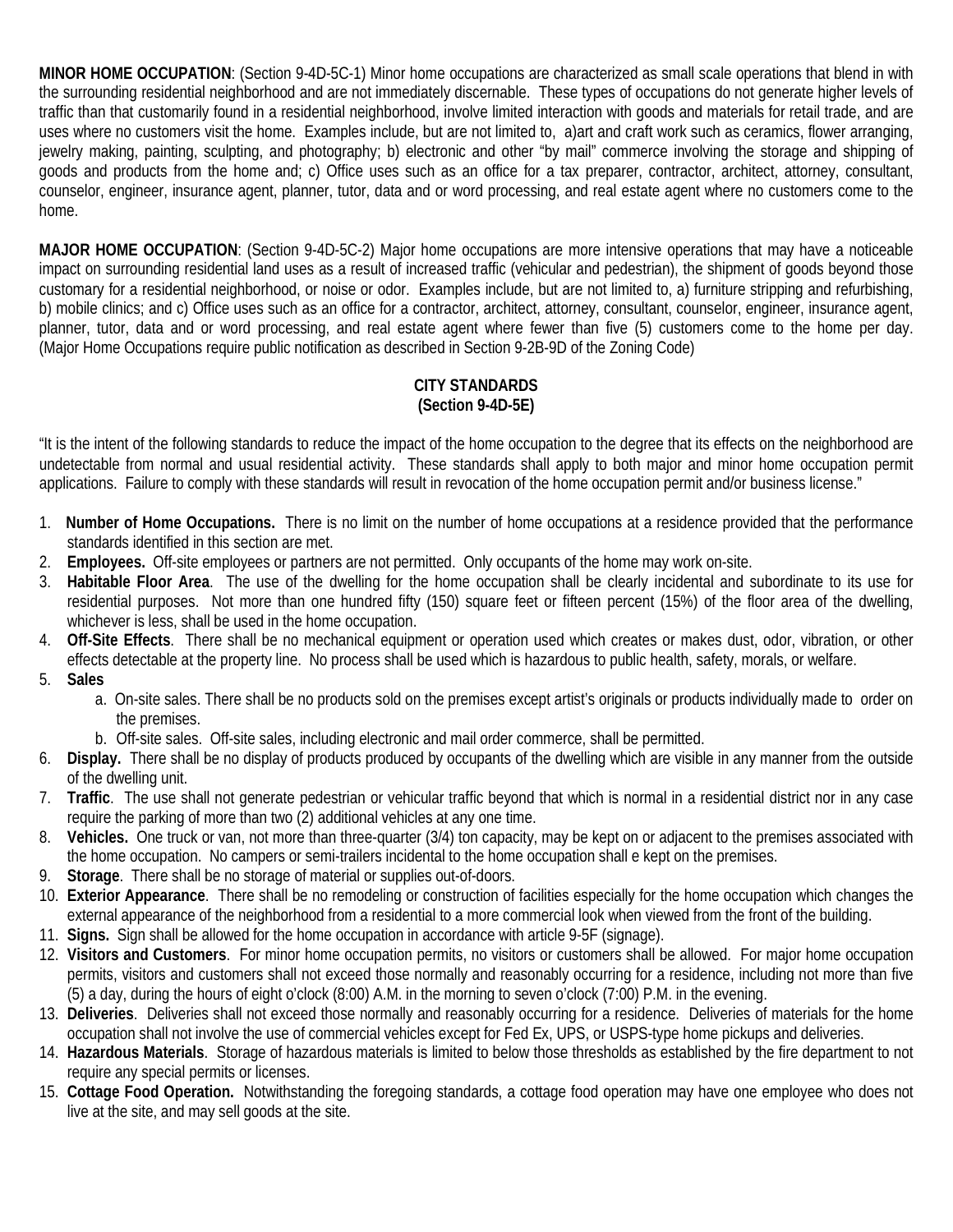**MINOR HOME OCCUPATION**: (Section 9-4D-5C-1) Minor home occupations are characterized as small scale operations that blend in with the surrounding residential neighborhood and are not immediately discernable. These types of occupations do not generate higher levels of traffic than that customarily found in a residential neighborhood, involve limited interaction with goods and materials for retail trade, and are uses where no customers visit the home. Examples include, but are not limited to, a)art and craft work such as ceramics, flower arranging, jewelry making, painting, sculpting, and photography; b) electronic and other "by mail" commerce involving the storage and shipping of goods and products from the home and; c) Office uses such as an office for a tax preparer, contractor, architect, attorney, consultant, counselor, engineer, insurance agent, planner, tutor, data and or word processing, and real estate agent where no customers come to the home.

**MAJOR HOME OCCUPATION**: (Section 9-4D-5C-2) Major home occupations are more intensive operations that may have a noticeable impact on surrounding residential land uses as a result of increased traffic (vehicular and pedestrian), the shipment of goods beyond those customary for a residential neighborhood, or noise or odor. Examples include, but are not limited to, a) furniture stripping and refurbishing, b) mobile clinics; and c) Office uses such as an office for a contractor, architect, attorney, consultant, counselor, engineer, insurance agent, planner, tutor, data and or word processing, and real estate agent where fewer than five (5) customers come to the home per day. (Major Home Occupations require public notification as described in Section 9-2B-9D of the Zoning Code)

## CITY STANDARDS
## (Section 9-4D-5E)

"It is the intent of the following standards to reduce the impact of the home occupation to the degree that its effects on the neighborhood are undetectable from normal and usual residential activity. These standards shall apply to both major and minor home occupation permit applications. Failure to comply with these standards will result in revocation of the home occupation permit and/or business license."

1. **Number of Home Occupations.** There is no limit on the number of home occupations at a residence provided that the performance standards identified in this section are met.
2. **Employees.** Off-site employees or partners are not permitted. Only occupants of the home may work on-site.
3. **Habitable Floor Area**. The use of the dwelling for the home occupation shall be clearly incidental and subordinate to its use for residential purposes. Not more than one hundred fifty (150) square feet or fifteen percent (15%) of the floor area of the dwelling, whichever is less, shall be used in the home occupation.
4. **Off-Site Effects**. There shall be no mechanical equipment or operation used which creates or makes dust, odor, vibration, or other effects detectable at the property line. No process shall be used which is hazardous to public health, safety, morals, or welfare.
5. **Sales**
    a. On-site sales. There shall be no products sold on the premises except artist's originals or products individually made to order on the premises.
    b. Off-site sales. Off-site sales, including electronic and mail order commerce, shall be permitted.
6. **Display.** There shall be no display of products produced by occupants of the dwelling which are visible in any manner from the outside of the dwelling unit.
7. **Traffic**. The use shall not generate pedestrian or vehicular traffic beyond that which is normal in a residential district nor in any case require the parking of more than two (2) additional vehicles at any one time.
8. **Vehicles.** One truck or van, not more than three-quarter (3/4) ton capacity, may be kept on or adjacent to the premises associated with the home occupation. No campers or semi-trailers incidental to the home occupation shall e kept on the premises.
9. **Storage**. There shall be no storage of material or supplies out-of-doors.
10. **Exterior Appearance**. There shall be no remodeling or construction of facilities especially for the home occupation which changes the external appearance of the neighborhood from a residential to a more commercial look when viewed from the front of the building.
11. **Signs.** Sign shall be allowed for the home occupation in accordance with article 9-5F (signage).
12. **Visitors and Customers**. For minor home occupation permits, no visitors or customers shall be allowed. For major home occupation permits, visitors and customers shall not exceed those normally and reasonably occurring for a residence, including not more than five (5) a day, during the hours of eight o'clock (8:00) A.M. in the morning to seven o'clock (7:00) P.M. in the evening.
13. **Deliveries**. Deliveries shall not exceed those normally and reasonably occurring for a residence. Deliveries of materials for the home occupation shall not involve the use of commercial vehicles except for Fed Ex, UPS, or USPS-type home pickups and deliveries.
14. **Hazardous Materials**. Storage of hazardous materials is limited to below those thresholds as established by the fire department to not require any special permits or licenses.
15. **Cottage Food Operation.** Notwithstanding the foregoing standards, a cottage food operation may have one employee who does not live at the site, and may sell goods at the site.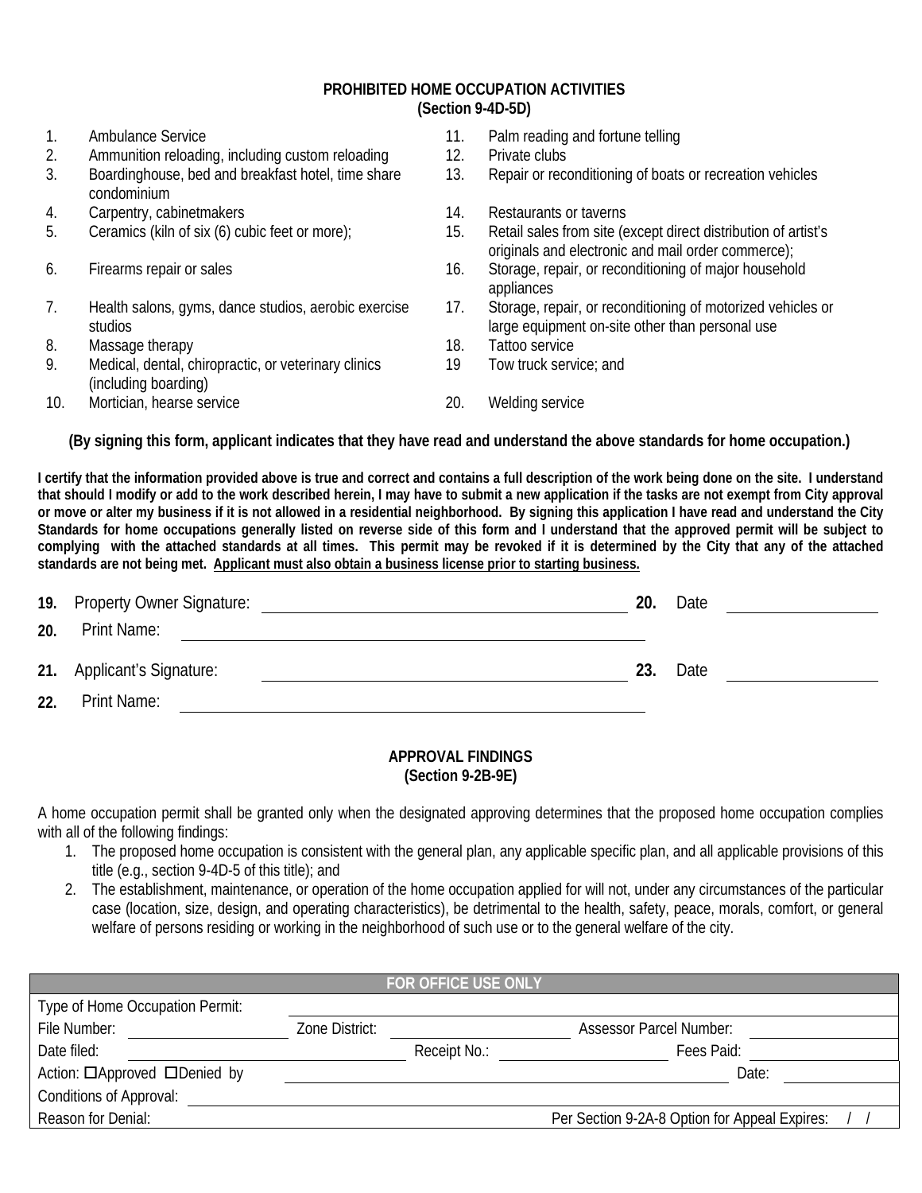**PROHIBITED HOME OCCUPATION ACTIVITIES**
**(Section 9-4D-5D)**

1. Ambulance Service
2. Ammunition reloading, including custom reloading
3. Boardinghouse, bed and breakfast hotel, time share condominium
4. Carpentry, cabinetmakers
5. Ceramics (kiln of six (6) cubic feet or more);
6. Firearms repair or sales
7. Health salons, gyms, dance studios, aerobic exercise studios
8. Massage therapy
9. Medical, dental, chiropractic, or veterinary clinics (including boarding)
10. Mortician, hearse service
11. Palm reading and fortune telling
12. Private clubs
13. Repair or reconditioning of boats or recreation vehicles
14. Restaurants or taverns
15. Retail sales from site (except direct distribution of artist's originals and electronic and mail order commerce);
16. Storage, repair, or reconditioning of major household appliances
17. Storage, repair, or reconditioning of motorized vehicles or large equipment on-site other than personal use
18. Tattoo service
19. Tow truck service; and
20. Welding service

**(By signing this form, applicant indicates that they have read and understand the above standards for home occupation.)**

**I certify that the information provided above is true and correct and contains a full description of the work being done on the site. I understand that should I modify or add to the work described herein, I may have to submit a new application if the tasks are not exempt from City approval or move or alter my business if it is not allowed in a residential neighborhood. By signing this application I have read and understand the City Standards for home occupations generally listed on reverse side of this form and I understand that the approved permit will be subject to complying with the attached standards at all times. This permit may be revoked if it is determined by the City that any of the attached standards are not being met. Applicant must also obtain a business license prior to starting business.**

**19.** Property Owner Signature: ______________________ **20.** Date ____________

**20.** Print Name: ______________________

**21.** Applicant's Signature: ______________________ **23.** Date ____________

**22.** Print Name: ______________________

**APPROVAL FINDINGS**
**(Section 9-2B-9E)**

A home occupation permit shall be granted only when the designated approving determines that the proposed home occupation complies with all of the following findings:

1. The proposed home occupation is consistent with the general plan, any applicable specific plan, and all applicable provisions of this title (e.g., section 9-4D-5 of this title); and
2. The establishment, maintenance, or operation of the home occupation applied for will not, under any circumstances of the particular case (location, size, design, and operating characteristics), be detrimental to the health, safety, peace, morals, comfort, or general welfare of persons residing or working in the neighborhood of such use or to the general welfare of the city.

| FOR OFFICE USE ONLY | | |
|---|---|---|
| Type of Home Occupation Permit: | | |
| File Number: | Zone District: | Assessor Parcel Number: |
| Date filed: | Receipt No.: | Fees Paid: |
| Action: ☐Approved ☐Denied by | | Date: |
| Conditions of Approval: | | |
| Reason for Denial: | | Per Section 9-2A-8 Option for Appeal Expires: / / |